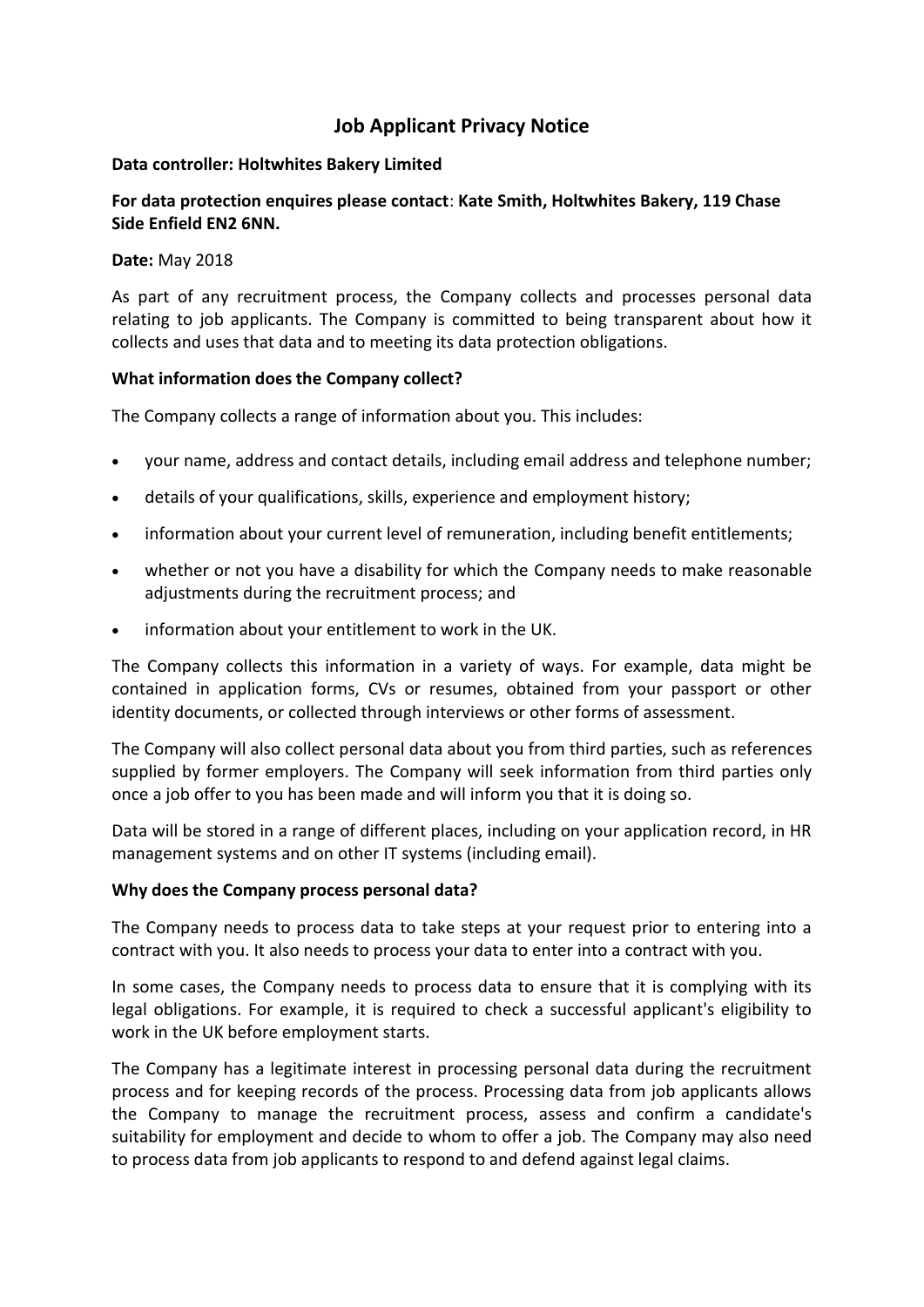# Job Applicant Privacy Notice

**Data controller: Holtwhites Bakery Limited**

**For data protection enquires please contact**: **Kate Smith, Holtwhites Bakery, 119 Chase Side Enfield EN2 6NN.**

**Date:** May 2018

As part of any recruitment process, the Company collects and processes personal data relating to job applicants. The Company is committed to being transparent about how it collects and uses that data and to meeting its data protection obligations.

**What information does the Company collect?**

The Company collects a range of information about you. This includes:

- your name, address and contact details, including email address and telephone number;
- details of your qualifications, skills, experience and employment history;
- information about your current level of remuneration, including benefit entitlements;
- whether or not you have a disability for which the Company needs to make reasonable adjustments during the recruitment process; and
- information about your entitlement to work in the UK.

The Company collects this information in a variety of ways. For example, data might be contained in application forms, CVs or resumes, obtained from your passport or other identity documents, or collected through interviews or other forms of assessment.

The Company will also collect personal data about you from third parties, such as references supplied by former employers. The Company will seek information from third parties only once a job offer to you has been made and will inform you that it is doing so.

Data will be stored in a range of different places, including on your application record, in HR management systems and on other IT systems (including email).

**Why does the Company process personal data?**

The Company needs to process data to take steps at your request prior to entering into a contract with you. It also needs to process your data to enter into a contract with you.

In some cases, the Company needs to process data to ensure that it is complying with its legal obligations. For example, it is required to check a successful applicant's eligibility to work in the UK before employment starts.

The Company has a legitimate interest in processing personal data during the recruitment process and for keeping records of the process. Processing data from job applicants allows the Company to manage the recruitment process, assess and confirm a candidate's suitability for employment and decide to whom to offer a job. The Company may also need to process data from job applicants to respond to and defend against legal claims.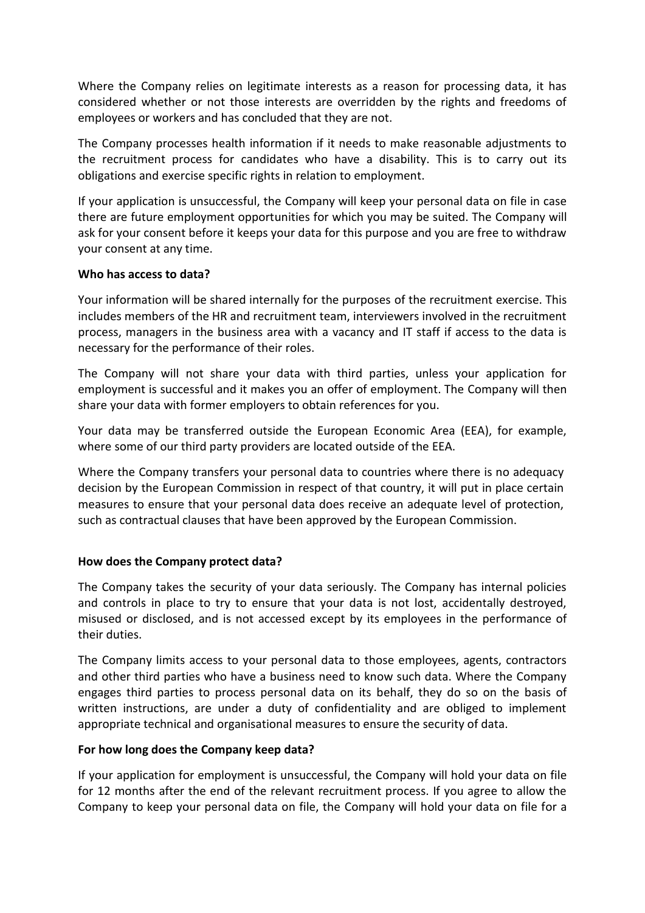Where the Company relies on legitimate interests as a reason for processing data, it has considered whether or not those interests are overridden by the rights and freedoms of employees or workers and has concluded that they are not.

The Company processes health information if it needs to make reasonable adjustments to the recruitment process for candidates who have a disability. This is to carry out its obligations and exercise specific rights in relation to employment.

If your application is unsuccessful, the Company will keep your personal data on file in case there are future employment opportunities for which you may be suited. The Company will ask for your consent before it keeps your data for this purpose and you are free to withdraw your consent at any time.

**Who has access to data?**

Your information will be shared internally for the purposes of the recruitment exercise. This includes members of the HR and recruitment team, interviewers involved in the recruitment process, managers in the business area with a vacancy and IT staff if access to the data is necessary for the performance of their roles.

The Company will not share your data with third parties, unless your application for employment is successful and it makes you an offer of employment. The Company will then share your data with former employers to obtain references for you.

Your data may be transferred outside the European Economic Area (EEA), for example, where some of our third party providers are located outside of the EEA.

Where the Company transfers your personal data to countries where there is no adequacy decision by the European Commission in respect of that country, it will put in place certain measures to ensure that your personal data does receive an adequate level of protection, such as contractual clauses that have been approved by the European Commission.

**How does the Company protect data?**

The Company takes the security of your data seriously. The Company has internal policies and controls in place to try to ensure that your data is not lost, accidentally destroyed, misused or disclosed, and is not accessed except by its employees in the performance of their duties.

The Company limits access to your personal data to those employees, agents, contractors and other third parties who have a business need to know such data. Where the Company engages third parties to process personal data on its behalf, they do so on the basis of written instructions, are under a duty of confidentiality and are obliged to implement appropriate technical and organisational measures to ensure the security of data.

**For how long does the Company keep data?**

If your application for employment is unsuccessful, the Company will hold your data on file for 12 months after the end of the relevant recruitment process. If you agree to allow the Company to keep your personal data on file, the Company will hold your data on file for a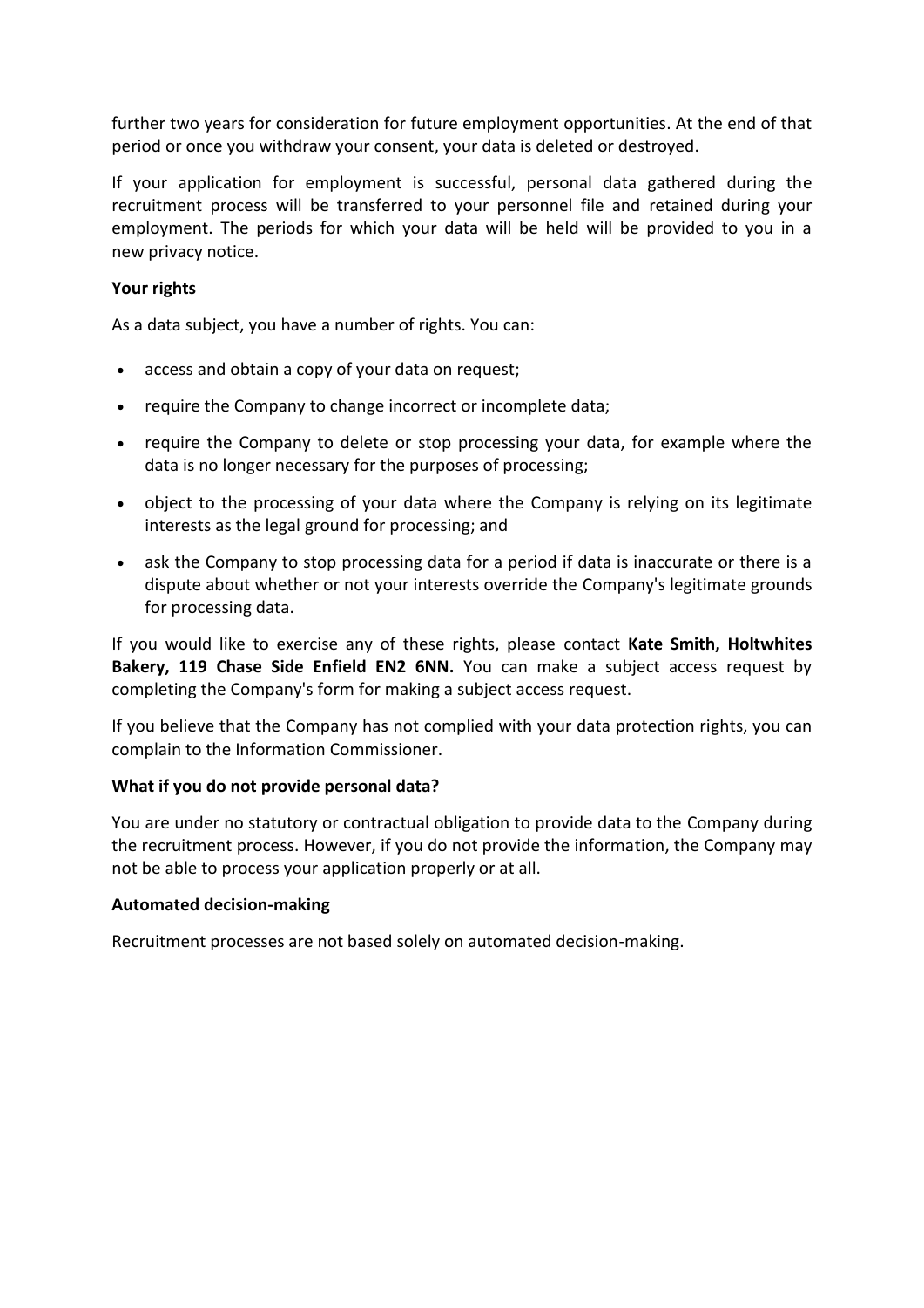further two years for consideration for future employment opportunities. At the end of that period or once you withdraw your consent, your data is deleted or destroyed.

If your application for employment is successful, personal data gathered during the recruitment process will be transferred to your personnel file and retained during your employment. The periods for which your data will be held will be provided to you in a new privacy notice.

**Your rights**

As a data subject, you have a number of rights. You can:

- access and obtain a copy of your data on request;
- require the Company to change incorrect or incomplete data;
- require the Company to delete or stop processing your data, for example where the data is no longer necessary for the purposes of processing;
- object to the processing of your data where the Company is relying on its legitimate interests as the legal ground for processing; and
- ask the Company to stop processing data for a period if data is inaccurate or there is a dispute about whether or not your interests override the Company's legitimate grounds for processing data.

If you would like to exercise any of these rights, please contact **Kate Smith, Holtwhites Bakery, 119 Chase Side Enfield EN2 6NN.** You can make a subject access request by completing the Company's form for making a subject access request.

If you believe that the Company has not complied with your data protection rights, you can complain to the Information Commissioner.

**What if you do not provide personal data?**

You are under no statutory or contractual obligation to provide data to the Company during the recruitment process. However, if you do not provide the information, the Company may not be able to process your application properly or at all.

**Automated decision-making**

Recruitment processes are not based solely on automated decision-making.